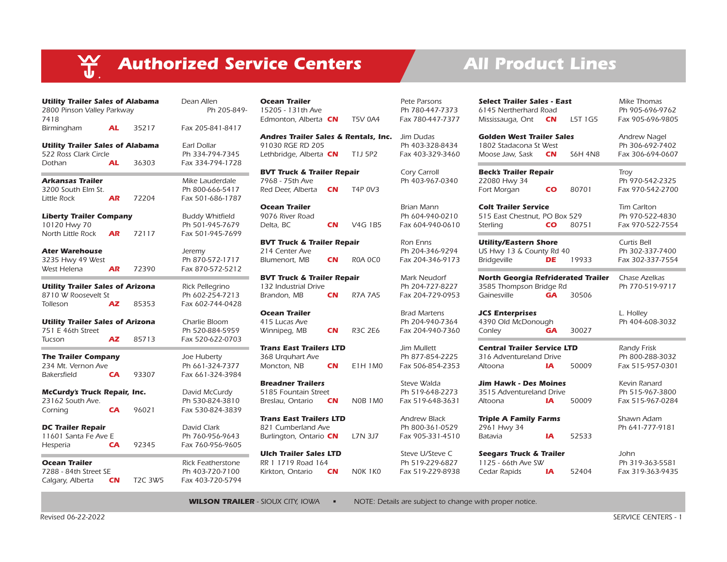# Authorized Service Centers

## All Product Lines

| Name | Address | City | State | Zip | Contact | Phone | Fax |
|---|---|---|---|---|---|---|---|
| **Utility Trailer Sales of Alabama** | 2800 Pinson Valley Parkway | Birmingham | AL | 35217 | Dean Allen | Ph 205-849-7418 | Fax 205-841-8417 |
| **Utility Trailer Sales of Alabama** | 522 Ross Clark Circle | Dothan | AL | 36303 | Earl Dollar | Ph 334-794-7345 | Fax 334-794-1728 |
| **Arkansas Trailer** | 3200 South Elm St. | Little Rock | AR | 72204 | Mike Lauderdale | Ph 800-666-5417 | Fax 501-686-1787 |
| **Liberty Trailer Company** | 10120 Hwy 70 | North Little Rock | AR | 72117 | Buddy Whitfield | Ph 501-945-7679 | Fax 501-945-7699 |
| **Ater Warehouse** | 3235 Hwy 49 West | West Helena | AR | 72390 | Jeremy | Ph 870-572-1717 | Fax 870-572-5212 |
| **Utility Trailer Sales of Arizona** | 8710 W Roosevelt St | Tolleson | AZ | 85353 | Rick Pellegrino | Ph 602-254-7213 | Fax 602-744-0428 |
| **Utility Trailer Sales of Arizona** | 751 E 46th Street | Tucson | AZ | 85713 | Charlie Bloom | Ph 520-884-5959 | Fax 520-622-0703 |
| **The Trailer Company** | 234 Mt. Vernon Ave | Bakersfield | CA | 93307 | Joe Huberty | Ph 661-324-7377 | Fax 661-324-3984 |
| **McCurdy's Truck Repair, Inc.** | 23162 South Ave. | Corning | CA | 96021 | David McCurdy | Ph 530-824-3810 | Fax 530-824-3839 |
| **DC Trailer Repair** | 11601 Santa Fe Ave E | Hesperia | CA | 92345 | David Clark | Ph 760-956-9643 | Fax 760-956-9605 |
| **Ocean Trailer** | 7288 - 84th Street SE | Calgary, Alberta | CN | T2C 3W5 | Rick Featherstone | Ph 403-720-7100 | Fax 403-720-5794 |
| **Ocean Trailer** | 15205 - 131th Ave | Edmonton, Alberta | CN | T5V 0A4 | Pete Parsons | Ph 780-447-7373 | Fax 780-447-7377 |
| **Andres Trailer Sales & Rentals, Inc.** | 91030 RGE RD 205 | Lethbridge, Alberta | CN | T1J 5P2 | Jim Dudas | Ph 403-328-8434 | Fax 403-329-3460 |
| **BVT Truck & Trailer Repair** | 7968 - 75th Ave | Red Deer, Alberta | CN | T4P 0V3 | Cory Carroll | Ph 403-967-0340 | |
| **Ocean Trailer** | 9076 River Road | Delta, BC | CN | V4G 1B5 | Brian Mann | Ph 604-940-0210 | Fax 604-940-0610 |
| **BVT Truck & Trailer Repair** | 214 Center Ave | Blumenort, MB | CN | R0A 0C0 | Ron Enns | Ph 204-346-9294 | Fax 204-346-9173 |
| **BVT Truck & Trailer Repair** | 132 Industrial Drive | Brandon, MB | CN | R7A 7A5 | Mark Neudorf | Ph 204-727-8227 | Fax 204-729-0953 |
| **Ocean Trailer** | 415 Lucas Ave | Winnipeg, MB | CN | R3C 2E6 | Brad Martens | Ph 204-940-7364 | Fax 204-940-7360 |
| **Trans East Trailers LTD** | 368 Urquhart Ave | Moncton, NB | CN | E1H 1M0 | Jim Mullett | Ph 877-854-2225 | Fax 506-854-2353 |
| **Breadner Trailers** | 5185 Fountain Street | Breslau, Ontario | CN | N0B 1M0 | Steve Walda | Ph 519-648-2273 | Fax 519-648-3631 |
| **Trans East Trailers LTD** | 821 Cumberland Ave | Burlington, Ontario | CN | L7N 3J7 | Andrew Black | Ph 800-361-0529 | Fax 905-331-4510 |
| **Ulch Trailer Sales LTD** | RR 1 1719 Road 164 | Kirkton, Ontario | CN | N0K 1K0 | Steve U/Steve C | Ph 519-229-6827 | Fax 519-229-8938 |
| **Select Trailer Sales - East** | 6145 Netherhard Road | Mississauga, Ont | CN | L5T 1G5 | Mike Thomas | Ph 905-696-9762 | Fax 905-696-9805 |
| **Golden West Trailer Sales** | 1802 Stadacona St West | Moose Jaw, Sask | CN | S6H 4N8 | Andrew Nagel | Ph 306-692-7402 | Fax 306-694-0607 |
| **Beck's Trailer Repair** | 22080 Hwy 34 | Fort Morgan | CO | 80701 | Troy | Ph 970-542-2325 | Fax 970-542-2700 |
| **Colt Trailer Service** | 515 East Chestnut, PO Box 529 | Sterling | CO | 80751 | Tim Carlton | Ph 970-522-4830 | Fax 970-522-7554 |
| **Utility/Eastern Shore** | US Hwy 13 & County Rd 40 | Bridgeville | DE | 19933 | Curtis Bell | Ph 302-337-7400 | Fax 302-337-7554 |
| **North Georgia Refriderated Trailer** | 3585 Thompson Bridge Rd | Gainesville | GA | 30506 | Chase Azelkas | Ph 770-519-9717 | |
| **JCS Enterprises** | 4390 Old McDonough | Conley | GA | 30027 | L. Holley | Ph 404-608-3032 | |
| **Central Trailer Service LTD** | 316 Adventureland Drive | Altoona | IA | 50009 | Randy Frisk | Ph 800-288-3032 | Fax 515-957-0301 |
| **Jim Hawk - Des Moines** | 3515 Adventureland Drive | Altoona | IA | 50009 | Kevin Ranard | Ph 515-967-3800 | Fax 515-967-0284 |
| **Triple A Family Farms** | 2961 Hwy 34 | Batavia | IA | 52533 | Shawn Adam | Ph 641-777-9181 | |
| **Seegars Truck & Trailer** | 1125 - 66th Ave SW | Cedar Rapids | IA | 52404 | John | Ph 319-363-5581 | Fax 319-363-9435 |

**WILSON TRAILER** - SIOUX CITY, IOWA ▪ NOTE: Details are subject to change with proper notice.

Revised 06-22-2022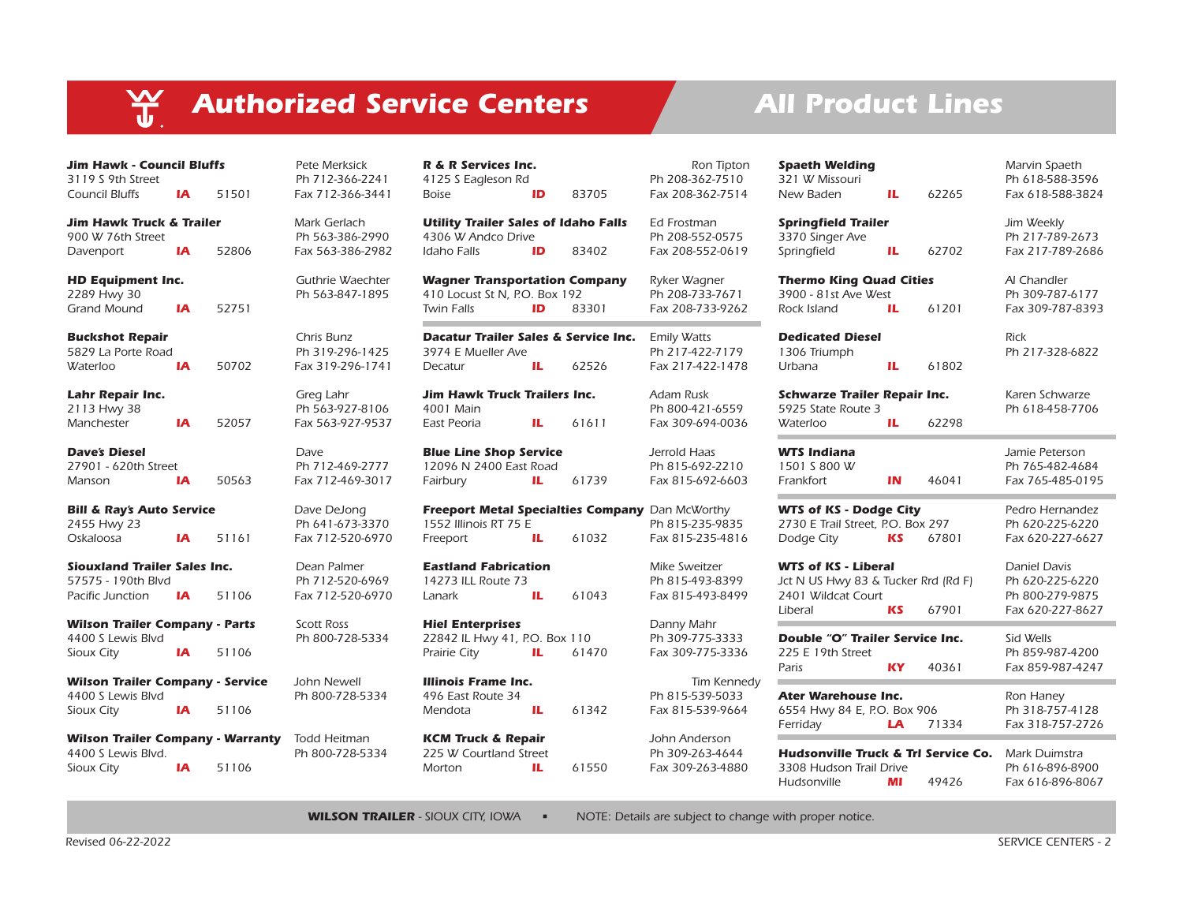# Authorized Service Centers

## All Product Lines

**Jim Hawk - Council Bluffs**
3119 S 9th Street
Council Bluffs **IA** 51501
Pete Merksick
Ph 712-366-2241
Fax 712-366-3441

**Jim Hawk Truck & Trailer**
900 W 76th Street
Davenport **IA** 52806
Mark Gerlach
Ph 563-386-2990
Fax 563-386-2982

**HD Equipment Inc.**
2289 Hwy 30
Grand Mound **IA** 52751
Guthrie Waechter
Ph 563-847-1895

**Buckshot Repair**
5829 La Porte Road
Waterloo **IA** 50702
Chris Bunz
Ph 319-296-1425
Fax 319-296-1741

**Lahr Repair Inc.**
2113 Hwy 38
Manchester **IA** 52057
Greg Lahr
Ph 563-927-8106
Fax 563-927-9537

**Dave's Diesel**
27901 - 620th Street
Manson **IA** 50563
Dave
Ph 712-469-2777
Fax 712-469-3017

**Bill & Ray's Auto Service**
2455 Hwy 23
Oskaloosa **IA** 51161
Dave DeJong
Ph 641-673-3370
Fax 712-520-6970

**Siouxland Trailer Sales Inc.**
57575 - 190th Blvd
Pacific Junction **IA** 51106
Dean Palmer
Ph 712-520-6969
Fax 712-520-6970

**Wilson Trailer Company - Parts**
4400 S Lewis Blvd
Sioux City **IA** 51106
Scott Ross
Ph 800-728-5334

**Wilson Trailer Company - Service**
4400 S Lewis Blvd
Sioux City **IA** 51106
John Newell
Ph 800-728-5334

**Wilson Trailer Company - Warranty**
4400 S Lewis Blvd.
Sioux City **IA** 51106
Todd Heitman
Ph 800-728-5334

**R & R Services Inc.**
4125 S Eagleson Rd
Boise **ID** 83705
Ron Tipton
Ph 208-362-7510
Fax 208-362-7514

**Utility Trailer Sales of Idaho Falls**
4306 W Andco Drive
Idaho Falls **ID** 83402
Ed Frostman
Ph 208-552-0575
Fax 208-552-0619

**Wagner Transportation Company**
410 Locust St N, P.O. Box 192
Twin Falls **ID** 83301
Ryker Wagner
Ph 208-733-7671
Fax 208-733-9262

**Dacatur Trailer Sales & Service Inc.**
3974 E Mueller Ave
Decatur **IL** 62526
Emily Watts
Ph 217-422-7179
Fax 217-422-1478

**Jim Hawk Truck Trailers Inc.**
4001 Main
East Peoria **IL** 61611
Adam Rusk
Ph 800-421-6559
Fax 309-694-0036

**Blue Line Shop Service**
12096 N 2400 East Road
Fairbury **IL** 61739
Jerrold Haas
Ph 815-692-2210
Fax 815-692-6603

**Freeport Metal Specialties Company**
1552 Illinois RT 75 E
Freeport **IL** 61032
Dan McWorthy
Ph 815-235-9835
Fax 815-235-4816

**Eastland Fabrication**
14273 ILL Route 73
Lanark **IL** 61043
Mike Sweitzer
Ph 815-493-8399
Fax 815-493-8499

**Hiel Enterprises**
22842 IL Hwy 41, P.O. Box 110
Prairie City **IL** 61470
Danny Mahr
Ph 309-775-3333
Fax 309-775-3336

**Illinois Frame Inc.**
496 East Route 34
Mendota **IL** 61342
Tim Kennedy
Ph 815-539-5033
Fax 815-539-9664

**KCM Truck & Repair**
225 W Courtland Street
Morton **IL** 61550
John Anderson
Ph 309-263-4644
Fax 309-263-4880

**Spaeth Welding**
321 W Missouri
New Baden **IL** 62265
Marvin Spaeth
Ph 618-588-3596
Fax 618-588-3824

**Springfield Trailer**
3370 Singer Ave
Springfield **IL** 62702
Jim Weekly
Ph 217-789-2673
Fax 217-789-2686

**Thermo King Quad Cities**
3900 - 81st Ave West
Rock Island **IL** 61201
Al Chandler
Ph 309-787-6177
Fax 309-787-8393

**Dedicated Diesel**
1306 Triumph
Urbana **IL** 61802
Rick
Ph 217-328-6822

**Schwarze Trailer Repair Inc.**
5925 State Route 3
Waterloo **IL** 62298
Karen Schwarze
Ph 618-458-7706

**WTS Indiana**
1501 S 800 W
Frankfort **IN** 46041
Jamie Peterson
Ph 765-482-4684
Fax 765-485-0195

**WTS of KS - Dodge City**
2730 E Trail Street, P.O. Box 297
Dodge City **KS** 67801
Pedro Hernandez
Ph 620-225-6220
Fax 620-227-6627

**WTS of KS - Liberal**
Jct N US Hwy 83 & Tucker Rrd (Rd F)
2401 Wildcat Court
Liberal **KS** 67901
Daniel Davis
Ph 620-225-6220
Ph 800-279-9875
Fax 620-227-8627

**Double "O" Trailer Service Inc.**
225 E 19th Street
Paris **KY** 40361
Sid Wells
Ph 859-987-4200
Fax 859-987-4247

**Ater Warehouse Inc.**
6554 Hwy 84 E, P.O. Box 906
Ferriday **LA** 71334
Ron Haney
Ph 318-757-4128
Fax 318-757-2726

**Hudsonville Truck & Trl Service Co.**
3308 Hudson Trail Drive
Hudsonville **MI** 49426
Mark Duimstra
Ph 616-896-8900
Fax 616-896-8067

**WILSON TRAILER** - SIOUX CITY, IOWA ▪ NOTE: Details are subject to change with proper notice.

Revised 06-22-2022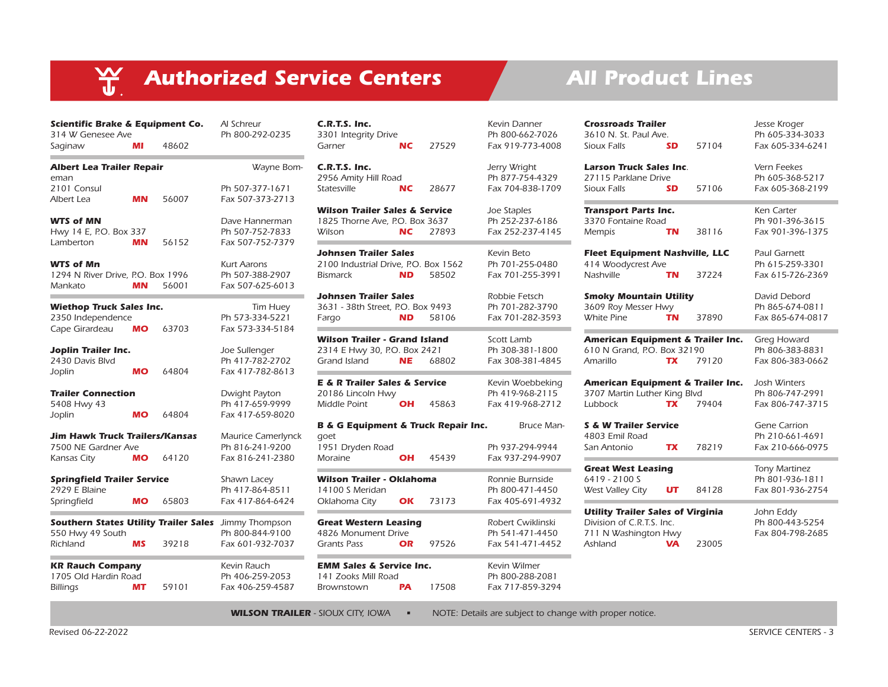# Authorized Service Centers — All Product Lines

**Scientific Brake & Equipment Co.**
314 W Genesee Ave
Saginaw **MI** 48602
Al Schreur
Ph 800-292-0235

**Albert Lea Trailer Repair**
2101 Consul
Albert Lea **MN** 56007
Wayne Bomeman
Ph 507-377-1671
Fax 507-373-2713

**WTS of MN**
Hwy 14 E, P.O. Box 337
Lamberton **MN** 56152
Dave Hannerman
Ph 507-752-7833
Fax 507-752-7379

**WTS of Mn**
1294 N River Drive, P.O. Box 1996
Mankato **MN** 56001
Kurt Aarons
Ph 507-388-2907
Fax 507-625-6013

**Wiethop Truck Sales Inc.**
2350 Independence
Cape Girardeau **MO** 63703
Tim Huey
Ph 573-334-5221
Fax 573-334-5184

**Joplin Trailer Inc.**
2430 Davis Blvd
Joplin **MO** 64804
Joe Sullenger
Ph 417-782-2702
Fax 417-782-8613

**Trailer Connection**
5408 Hwy 43
Joplin **MO** 64804
Dwight Payton
Ph 417-659-9999
Fax 417-659-8020

**Jim Hawk Truck Trailers/Kansas**
7500 NE Gardner Ave
Kansas City **MO** 64120
Maurice Camerlynck
Ph 816-241-9200
Fax 816-241-2380

**Springfield Trailer Service**
2929 E Blaine
Springfield **MO** 65803
Shawn Lacey
Ph 417-864-8511
Fax 417-864-6424

**Southern States Utility Trailer Sales**
550 Hwy 49 South
Richland **MS** 39218
Jimmy Thompson
Ph 800-844-9100
Fax 601-932-7037

**KR Rauch Company**
1705 Old Hardin Road
Billings **MT** 59101
Kevin Rauch
Ph 406-259-2053
Fax 406-259-4587

**C.R.T.S. Inc.**
3301 Integrity Drive
Garner **NC** 27529
Kevin Danner
Ph 800-662-7026
Fax 919-773-4008

**C.R.T.S. Inc.**
2956 Amity Hill Road
Statesville **NC** 28677
Jerry Wright
Ph 877-754-4329
Fax 704-838-1709

**Wilson Trailer Sales & Service**
1825 Thorne Ave, P.O. Box 3637
Wilson **NC** 27893
Joe Staples
Ph 252-237-6186
Fax 252-237-4145

**Johnsen Trailer Sales**
2100 Industrial Drive, P.O. Box 1562
Bismarck **ND** 58502
Kevin Beto
Ph 701-255-0480
Fax 701-255-3991

**Johnsen Trailer Sales**
3631 - 38th Street, P.O. Box 9493
Fargo **ND** 58106
Robbie Fetsch
Ph 701-282-3790
Fax 701-282-3593

**Wilson Trailer - Grand Island**
2314 E Hwy 30, P.O. Box 2421
Grand Island **NE** 68802
Scott Lamb
Ph 308-381-1800
Fax 308-381-4845

**E & R Trailer Sales & Service**
20186 Lincoln Hwy
Middle Point **OH** 45863
Kevin Woebbeking
Ph 419-968-2115
Fax 419-968-2712

**B & G Equipment & Truck Repair Inc.**
1951 Dryden Road
Moraine **OH** 45439
Bruce Mangoet
Ph 937-294-9944
Fax 937-294-9907

**Wilson Trailer - Oklahoma**
14100 S Meridan
Oklahoma City **OK** 73173
Ronnie Burnside
Ph 800-471-4450
Fax 405-691-4932

**Great Western Leasing**
4826 Monument Drive
Grants Pass **OR** 97526
Robert Cwiklinski
Ph 541-471-4450
Fax 541-471-4452

**EMM Sales & Service Inc.**
141 Zooks Mill Road
Brownstown **PA** 17508
Kevin Wilmer
Ph 800-288-2081
Fax 717-859-3294

**Crossroads Trailer**
3610 N. St. Paul Ave.
Sioux Falls **SD** 57104
Jesse Kroger
Ph 605-334-3033
Fax 605-334-6241

**Larson Truck Sales Inc.**
27115 Parklane Drive
Sioux Falls **SD** 57106
Vern Feekes
Ph 605-368-5217
Fax 605-368-2199

**Transport Parts Inc.**
3370 Fontaine Road
Mempis **TN** 38116
Ken Carter
Ph 901-396-3615
Fax 901-396-1375

**Fleet Equipment Nashville, LLC**
414 Woodycrest Ave
Nashville **TN** 37224
Paul Garnett
Ph 615-259-3301
Fax 615-726-2369

**Smoky Mountain Utility**
3609 Roy Messer Hwy
White Pine **TN** 37890
David Debord
Ph 865-674-0811
Fax 865-674-0817

**American Equipment & Trailer Inc.**
610 N Grand, P.O. Box 32190
Amarillo **TX** 79120
Greg Howard
Ph 806-383-8831
Fax 806-383-0662

**American Equipment & Trailer Inc.**
3707 Martin Luther King Blvd
Lubbock **TX** 79404
Josh Winters
Ph 806-747-2991
Fax 806-747-3715

**S & W Trailer Service**
4803 Emil Road
San Antonio **TX** 78219
Gene Carrion
Ph 210-661-4691
Fax 210-666-0975

**Great West Leasing**
6419 - 2100 S
West Valley City **UT** 84128
Tony Martinez
Ph 801-936-1811
Fax 801-936-2754

**Utility Trailer Sales of Virginia**
Division of C.R.T.S. Inc.
711 N Washington Hwy
Ashland **VA** 23005
John Eddy
Ph 800-443-5254
Fax 804-798-2685

**WILSON TRAILER** - SIOUX CITY, IOWA ▪ NOTE: Details are subject to change with proper notice.

Revised 06-22-2022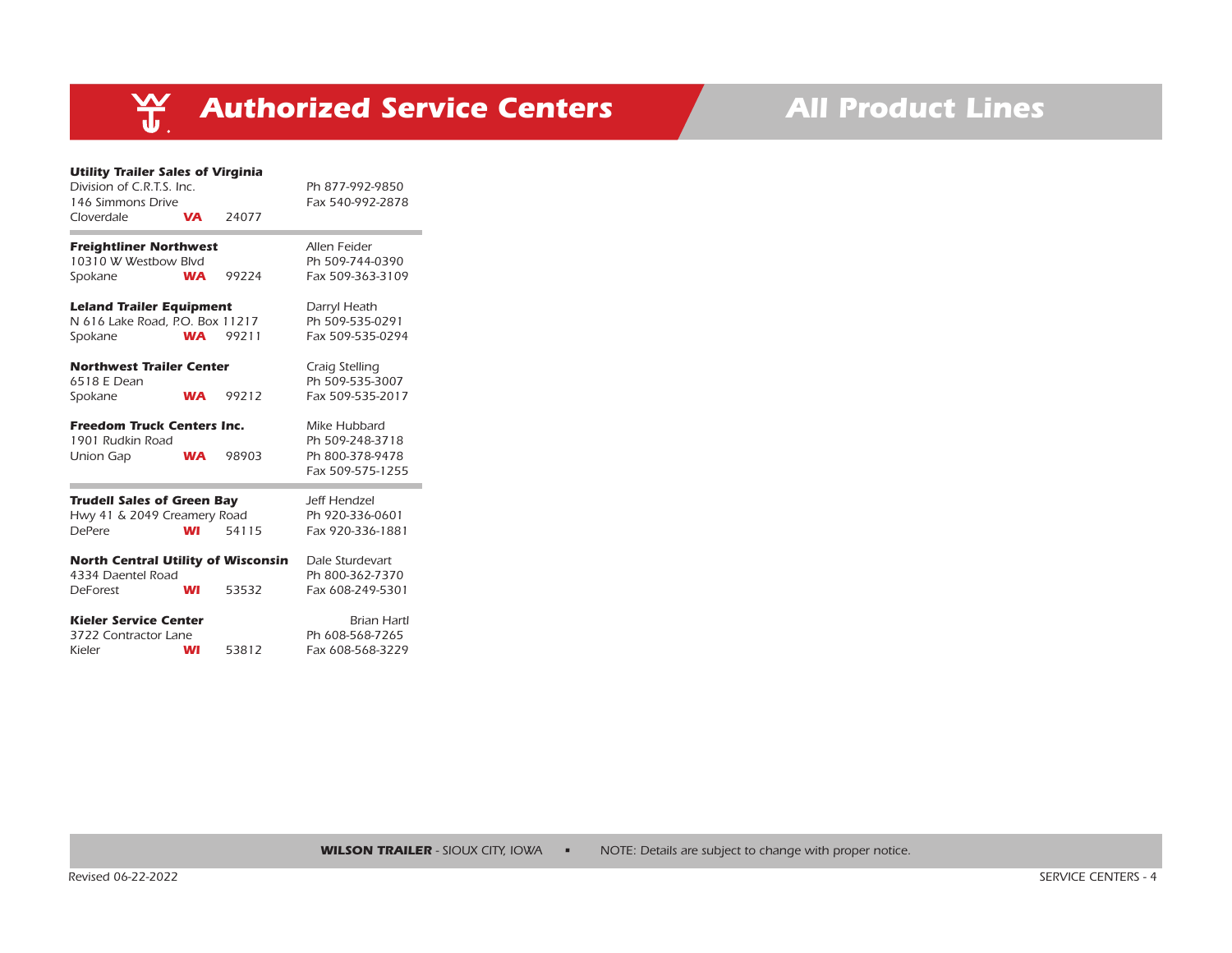# Authorized Service Centers

# All Product Lines

**Utility Trailer Sales of Virginia**
Division of C.R.T.S. Inc.
146 Simmons Drive
Cloverdale **VA** 24077
Ph 877-992-9850
Fax 540-992-2878

---

**Freightliner Northwest**
10310 W Westbow Blvd
Spokane **WA** 99224
Allen Feider
Ph 509-744-0390
Fax 509-363-3109

**Leland Trailer Equipment**
N 616 Lake Road, P.O. Box 11217
Spokane **WA** 99211
Darryl Heath
Ph 509-535-0291
Fax 509-535-0294

**Northwest Trailer Center**
6518 E Dean
Spokane **WA** 99212
Craig Stelling
Ph 509-535-3007
Fax 509-535-2017

**Freedom Truck Centers Inc.**
1901 Rudkin Road
Union Gap **WA** 98903
Mike Hubbard
Ph 509-248-3718
Ph 800-378-9478
Fax 509-575-1255

---

**Trudell Sales of Green Bay**
Hwy 41 & 2049 Creamery Road
DePere **WI** 54115
Jeff Hendzel
Ph 920-336-0601
Fax 920-336-1881

**North Central Utility of Wisconsin**
4334 Daentel Road
DeForest **WI** 53532
Dale Sturdevart
Ph 800-362-7370
Fax 608-249-5301

**Kieler Service Center**
3722 Contractor Lane
Kieler **WI** 53812
Brian Hartl
Ph 608-568-7265
Fax 608-568-3229

**WILSON TRAILER** - SIOUX CITY, IOWA ▪ NOTE: Details are subject to change with proper notice.

Revised 06-22-2022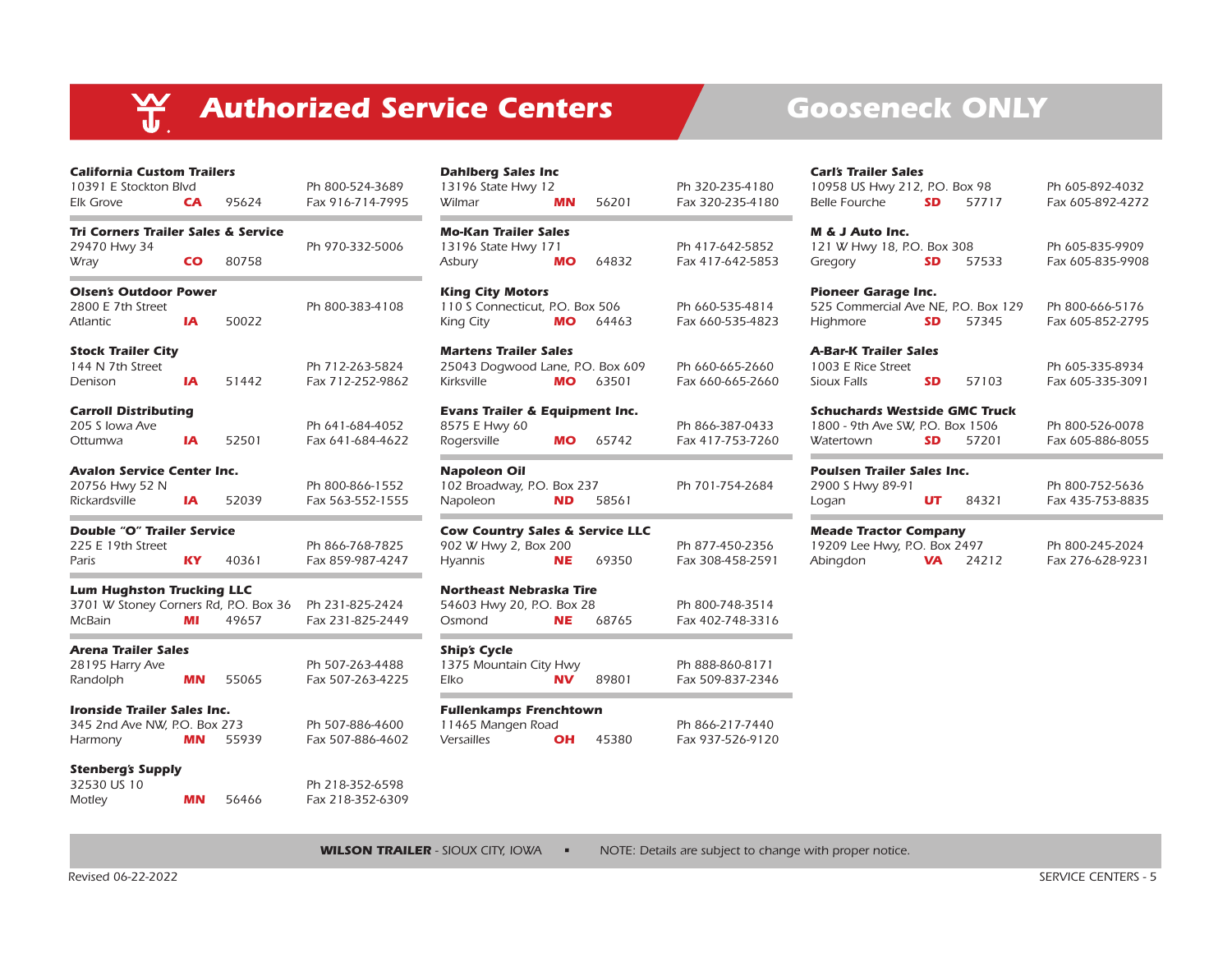# Authorized Service Centers

## Gooseneck ONLY

**California Custom Trailers**
10391 E Stockton Blvd
Elk Grove **CA** 95624
Ph 800-524-3689
Fax 916-714-7995

**Tri Corners Trailer Sales & Service**
29470 Hwy 34
Wray **CO** 80758
Ph 970-332-5006

**Olsen's Outdoor Power**
2800 E 7th Street
Atlantic **IA** 50022
Ph 800-383-4108

**Stock Trailer City**
144 N 7th Street
Denison **IA** 51442
Ph 712-263-5824
Fax 712-252-9862

**Carroll Distributing**
205 S Iowa Ave
Ottumwa **IA** 52501
Ph 641-684-4052
Fax 641-684-4622

**Avalon Service Center Inc.**
20756 Hwy 52 N
Rickardsville **IA** 52039
Ph 800-866-1552
Fax 563-552-1555

**Double "O" Trailer Service**
225 E 19th Street
Paris **KY** 40361
Ph 866-768-7825
Fax 859-987-4247

**Lum Hughston Trucking LLC**
3701 W Stoney Corners Rd, P.O. Box 36
McBain **MI** 49657
Ph 231-825-2424
Fax 231-825-2449

**Arena Trailer Sales**
28195 Harry Ave
Randolph **MN** 55065
Ph 507-263-4488
Fax 507-263-4225

**Ironside Trailer Sales Inc.**
345 2nd Ave NW, P.O. Box 273
Harmony **MN** 55939
Ph 507-886-4600
Fax 507-886-4602

**Stenberg's Supply**
32530 US 10
Motley **MN** 56466
Ph 218-352-6598
Fax 218-352-6309

**Dahlberg Sales Inc**
13196 State Hwy 12
Wilmar **MN** 56201
Ph 320-235-4180
Fax 320-235-4180

**Mo-Kan Trailer Sales**
13196 State Hwy 171
Asbury **MO** 64832
Ph 417-642-5852
Fax 417-642-5853

**King City Motors**
110 S Connecticut, P.O. Box 506
King City **MO** 64463
Ph 660-535-4814
Fax 660-535-4823

**Martens Trailer Sales**
25043 Dogwood Lane, P.O. Box 609
Kirksville **MO** 63501
Ph 660-665-2660
Fax 660-665-2660

**Evans Trailer & Equipment Inc.**
8575 E Hwy 60
Rogersville **MO** 65742
Ph 866-387-0433
Fax 417-753-7260

**Napoleon Oil**
102 Broadway, P.O. Box 237
Napoleon **ND** 58561
Ph 701-754-2684

**Cow Country Sales & Service LLC**
902 W Hwy 2, Box 200
Hyannis **NE** 69350
Ph 877-450-2356
Fax 308-458-2591

**Northeast Nebraska Tire**
54603 Hwy 20, P.O. Box 28
Osmond **NE** 68765
Ph 800-748-3514
Fax 402-748-3316

**Ship's Cycle**
1375 Mountain City Hwy
Elko **NV** 89801
Ph 888-860-8171
Fax 509-837-2346

**Fullenkamps Frenchtown**
11465 Mangen Road
Versailles **OH** 45380
Ph 866-217-7440
Fax 937-526-9120

**Carl's Trailer Sales**
10958 US Hwy 212, P.O. Box 98
Belle Fourche **SD** 57717
Ph 605-892-4032
Fax 605-892-4272

**M & J Auto Inc.**
121 W Hwy 18, P.O. Box 308
Gregory **SD** 57533
Ph 605-835-9909
Fax 605-835-9908

**Pioneer Garage Inc.**
525 Commercial Ave NE, P.O. Box 129
Highmore **SD** 57345
Ph 800-666-5176
Fax 605-852-2795

**A-Bar-K Trailer Sales**
1003 E Rice Street
Sioux Falls **SD** 57103
Ph 605-335-8934
Fax 605-335-3091

**Schuchards Westside GMC Truck**
1800 - 9th Ave SW, P.O. Box 1506
Watertown **SD** 57201
Ph 800-526-0078
Fax 605-886-8055

**Poulsen Trailer Sales Inc.**
2900 S Hwy 89-91
Logan **UT** 84321
Ph 800-752-5636
Fax 435-753-8835

**Meade Tractor Company**
19209 Lee Hwy, P.O. Box 2497
Abingdon **VA** 24212
Ph 800-245-2024
Fax 276-628-9231

**WILSON TRAILER** - SIOUX CITY, IOWA ▪ NOTE: Details are subject to change with proper notice.

Revised 06-22-2022